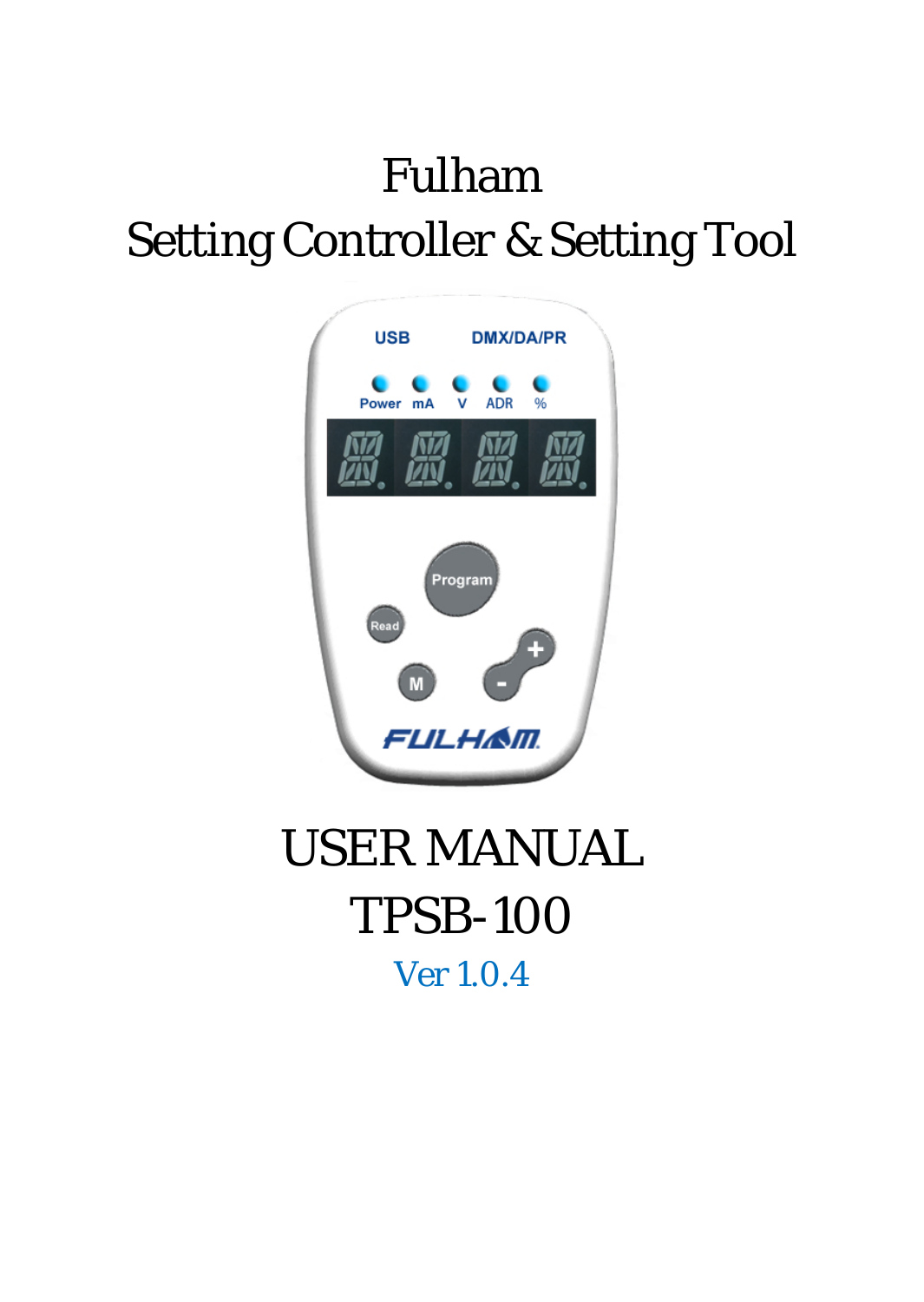# Fulham
# Setting Controller & Setting Tool

# USER MANUAL
# TPSB-100

Ver 1.0.4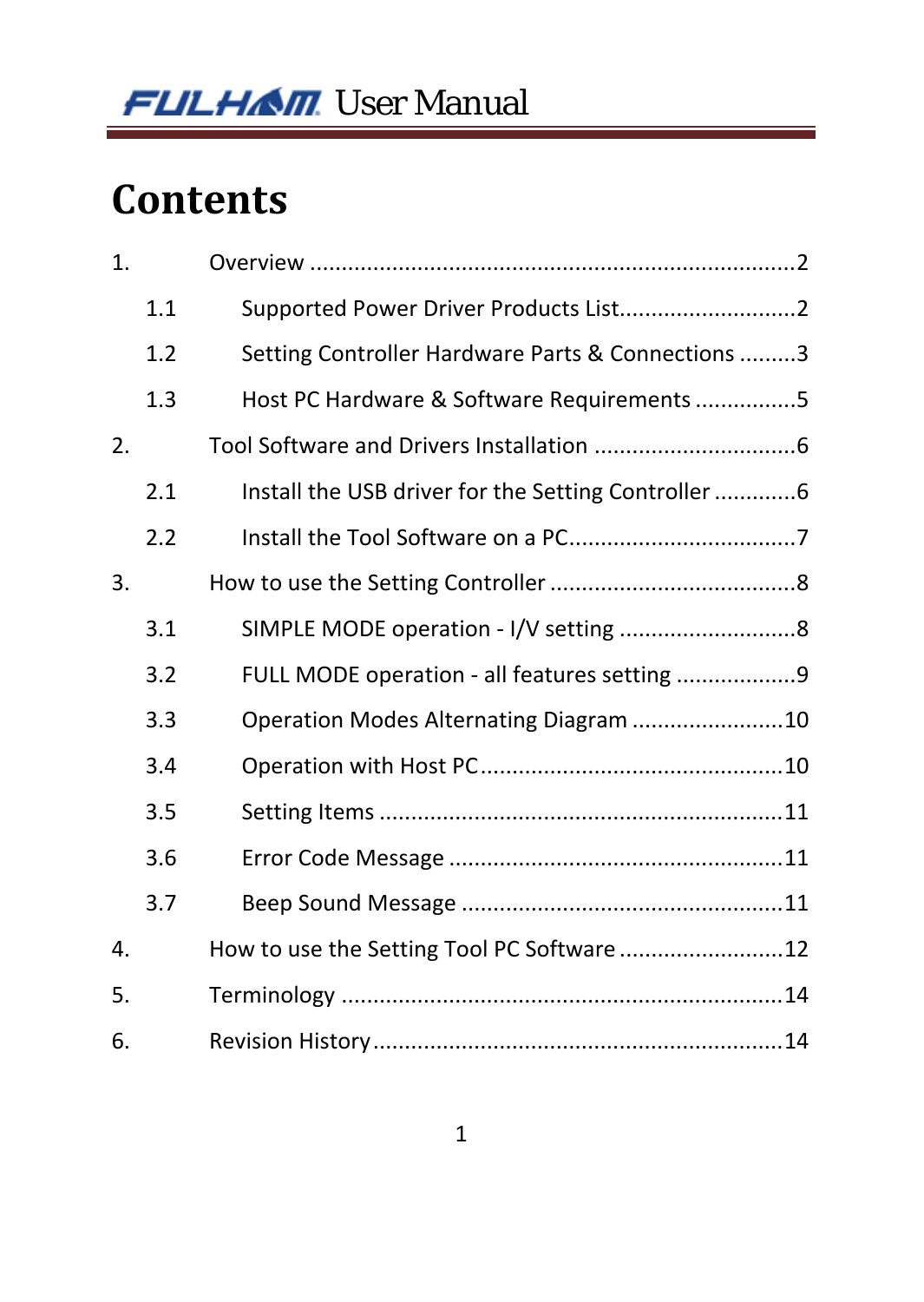# Contents

1. Overview ........................................................................... 2
   - 1.1 Supported Power Driver Products List........................... 2
   - 1.2 Setting Controller Hardware Parts & Connections ......... 3
   - 1.3 Host PC Hardware & Software Requirements ................ 5
2. Tool Software and Drivers Installation ................................ 6
   - 2.1 Install the USB driver for the Setting Controller ............. 6
   - 2.2 Install the Tool Software on a PC.................................... 7
3. How to use the Setting Controller ....................................... 8
   - 3.1 SIMPLE MODE operation - I/V setting ........................... 8
   - 3.2 FULL MODE operation - all features setting ................... 9
   - 3.3 Operation Modes Alternating Diagram ........................ 10
   - 3.4 Operation with Host PC ............................................... 10
   - 3.5 Setting Items ............................................................... 11
   - 3.6 Error Code Message ..................................................... 11
   - 3.7 Beep Sound Message ................................................... 11
4. How to use the Setting Tool PC Software .......................... 12
5. Terminology ...................................................................... 14
6. Revision History ................................................................ 14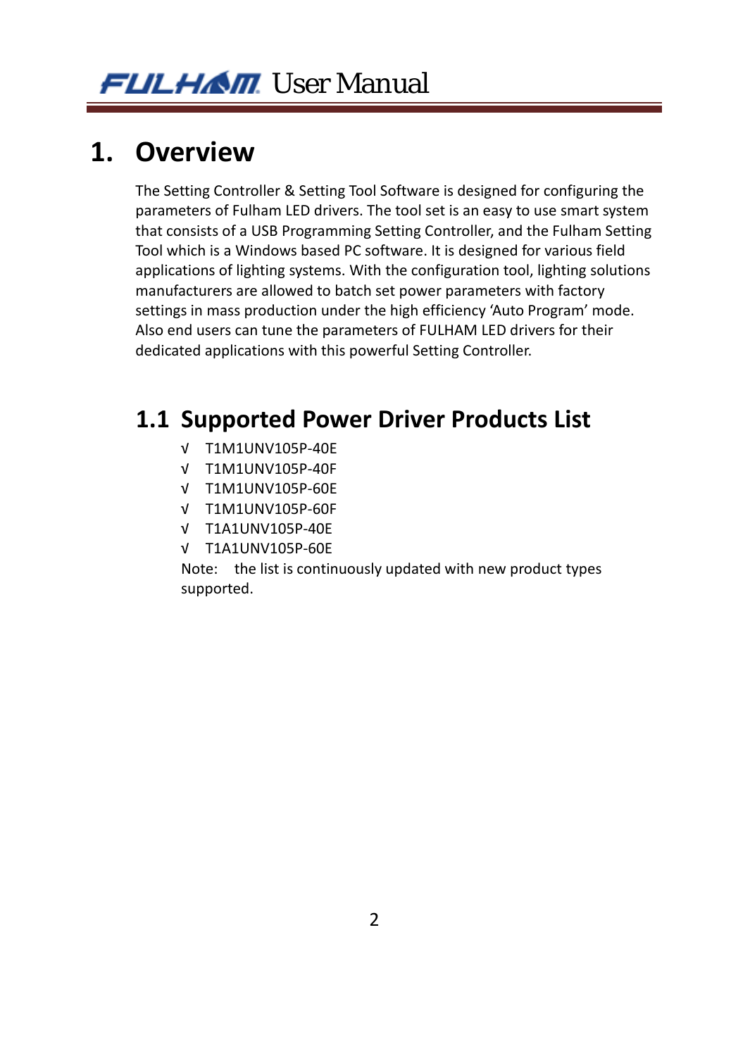# 1. Overview

The Setting Controller & Setting Tool Software is designed for configuring the parameters of Fulham LED drivers. The tool set is an easy to use smart system that consists of a USB Programming Setting Controller, and the Fulham Setting Tool which is a Windows based PC software. It is designed for various field applications of lighting systems. With the configuration tool, lighting solutions manufacturers are allowed to batch set power parameters with factory settings in mass production under the high efficiency 'Auto Program' mode. Also end users can tune the parameters of FULHAM LED drivers for their dedicated applications with this powerful Setting Controller.

## 1.1 Supported Power Driver Products List

- √ T1M1UNV105P-40E
- √ T1M1UNV105P-40F
- √ T1M1UNV105P-60E
- √ T1M1UNV105P-60F
- √ T1A1UNV105P-40E
- √ T1A1UNV105P-60E

Note: the list is continuously updated with new product types supported.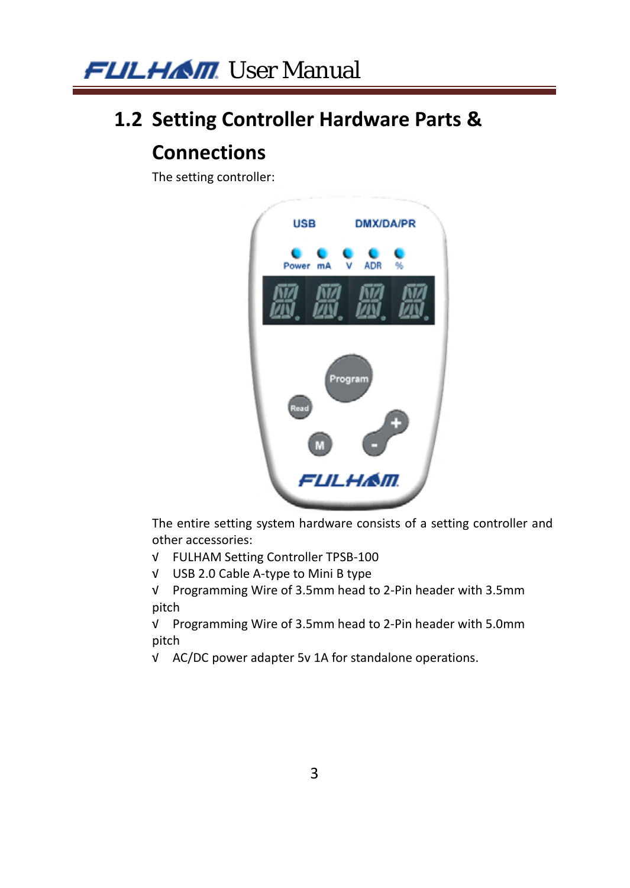## 1.2 Setting Controller Hardware Parts & Connections

The setting controller:

The entire setting system hardware consists of a setting controller and other accessories:

√ FULHAM Setting Controller TPSB-100

√ USB 2.0 Cable A-type to Mini B type

√ Programming Wire of 3.5mm head to 2-Pin header with 3.5mm pitch

√ Programming Wire of 3.5mm head to 2-Pin header with 5.0mm pitch

√ AC/DC power adapter 5v 1A for standalone operations.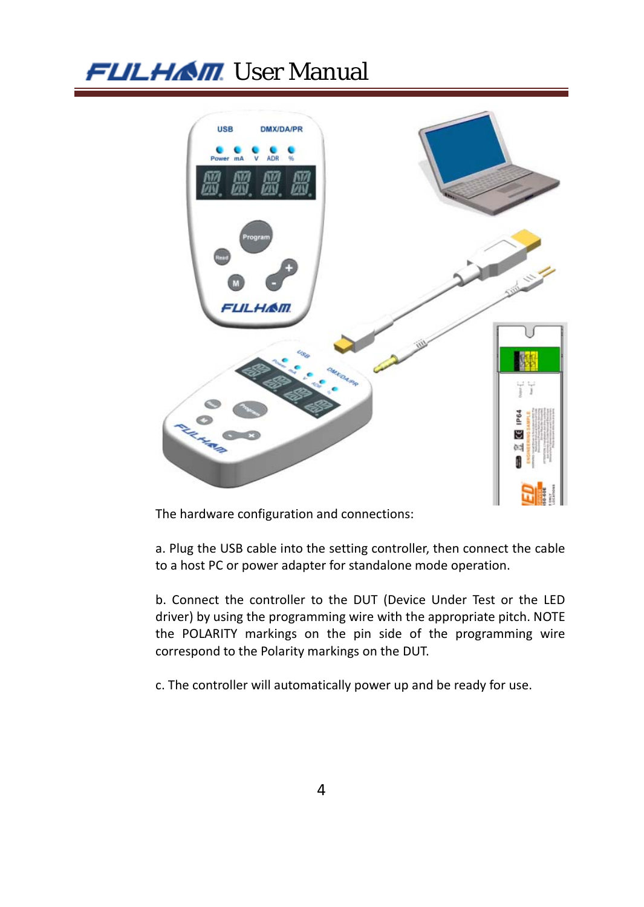The hardware configuration and connections:

a. Plug the USB cable into the setting controller, then connect the cable to a host PC or power adapter for standalone mode operation.

b. Connect the controller to the DUT (Device Under Test or the LED driver) by using the programming wire with the appropriate pitch. NOTE the POLARITY markings on the pin side of the programming wire correspond to the Polarity markings on the DUT.

c. The controller will automatically power up and be ready for use.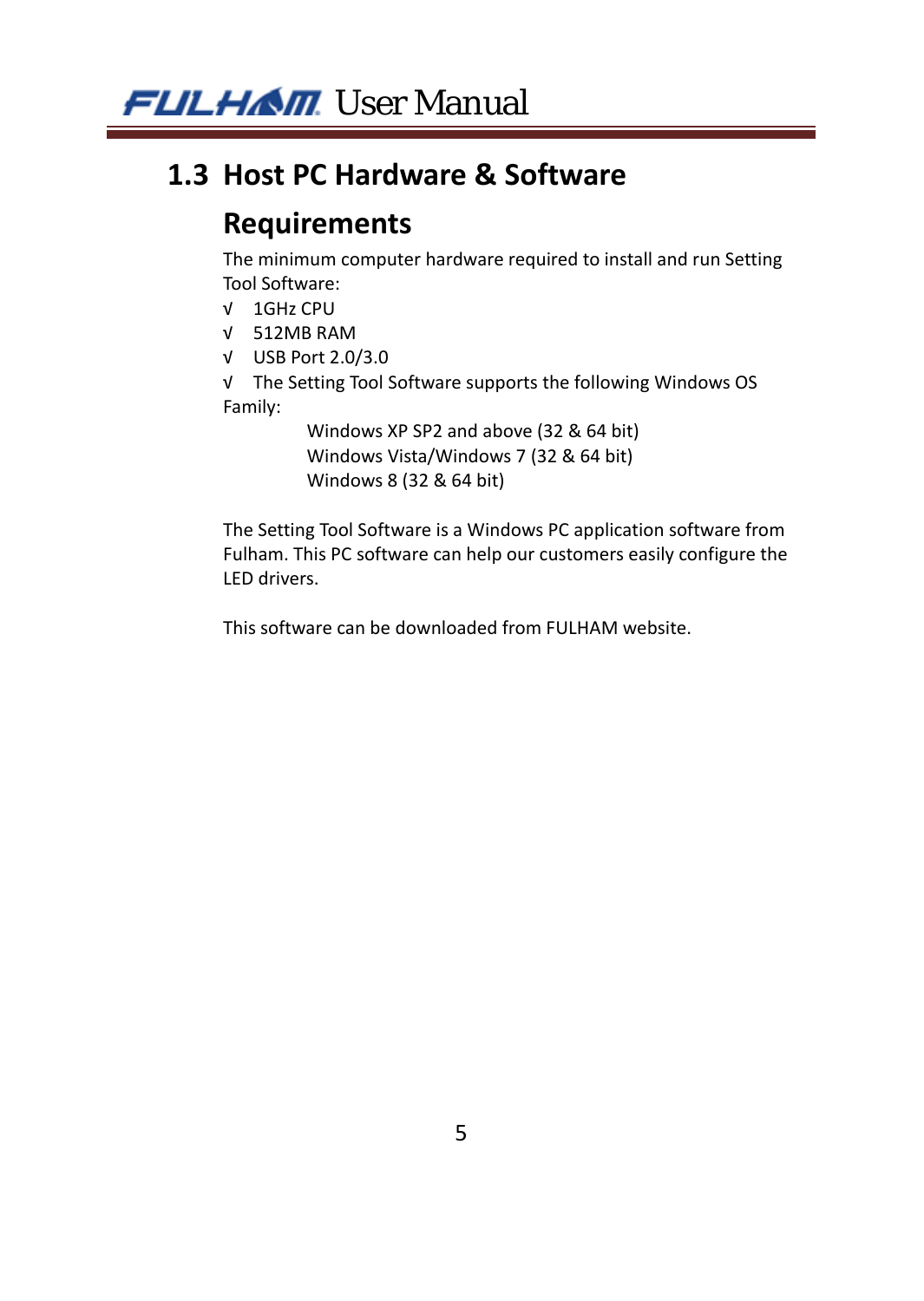## 1.3 Host PC Hardware & Software Requirements

The minimum computer hardware required to install and run Setting Tool Software:

√ 1GHz CPU

√ 512MB RAM

√ USB Port 2.0/3.0

√ The Setting Tool Software supports the following Windows OS Family:

Windows XP SP2 and above (32 & 64 bit)
Windows Vista/Windows 7 (32 & 64 bit)
Windows 8 (32 & 64 bit)

The Setting Tool Software is a Windows PC application software from Fulham. This PC software can help our customers easily configure the LED drivers.

This software can be downloaded from FULHAM website.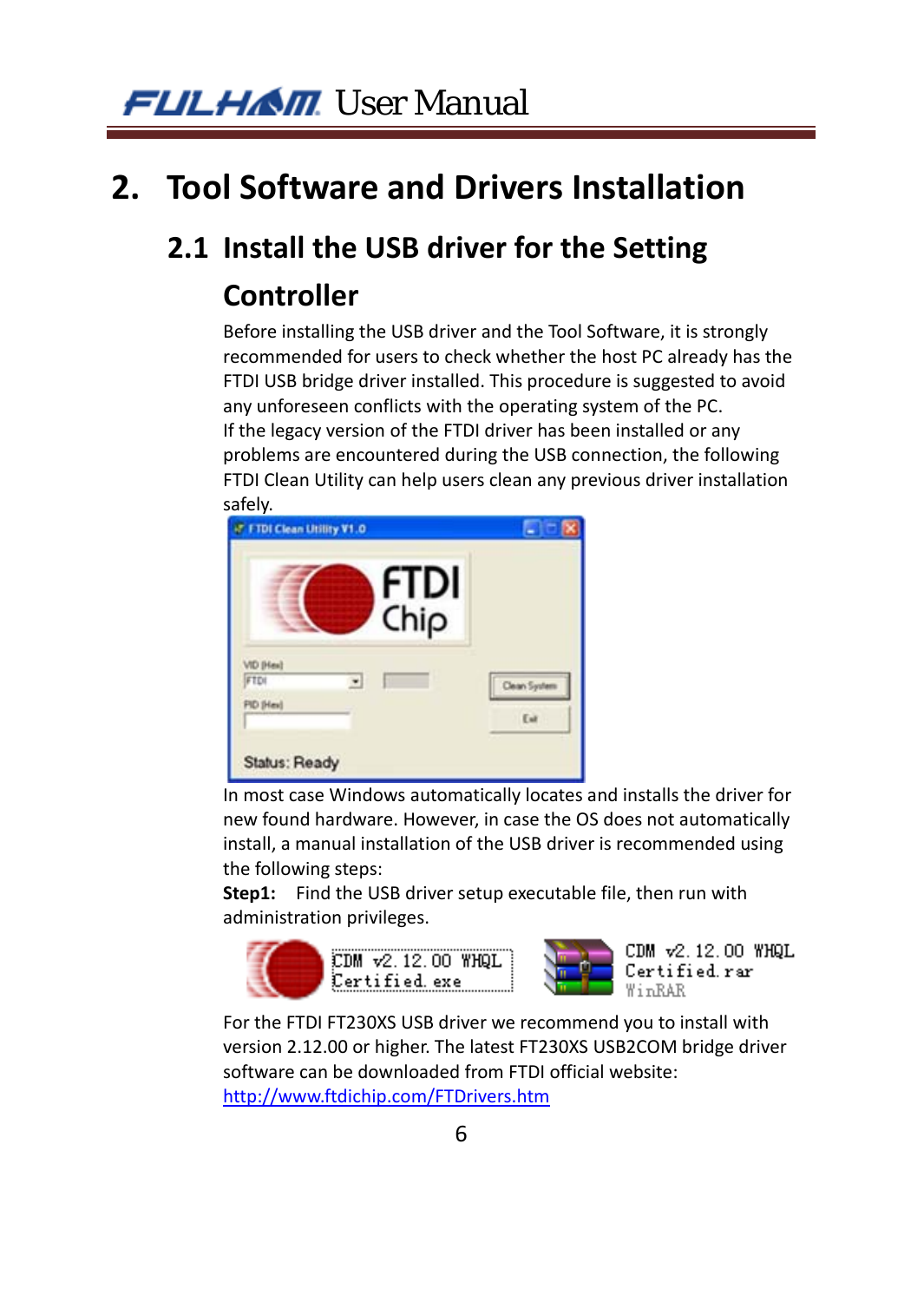# 2. Tool Software and Drivers Installation

## 2.1 Install the USB driver for the Setting Controller

Before installing the USB driver and the Tool Software, it is strongly recommended for users to check whether the host PC already has the FTDI USB bridge driver installed. This procedure is suggested to avoid any unforeseen conflicts with the operating system of the PC.
If the legacy version of the FTDI driver has been installed or any problems are encountered during the USB connection, the following FTDI Clean Utility can help users clean any previous driver installation safely.

In most case Windows automatically locates and installs the driver for new found hardware. However, in case the OS does not automatically install, a manual installation of the USB driver is recommended using the following steps:

**Step1:** Find the USB driver setup executable file, then run with administration privileges.

For the FTDI FT230XS USB driver we recommend you to install with version 2.12.00 or higher. The latest FT230XS USB2COM bridge driver software can be downloaded from FTDI official website:
http://www.ftdichip.com/FTDrivers.htm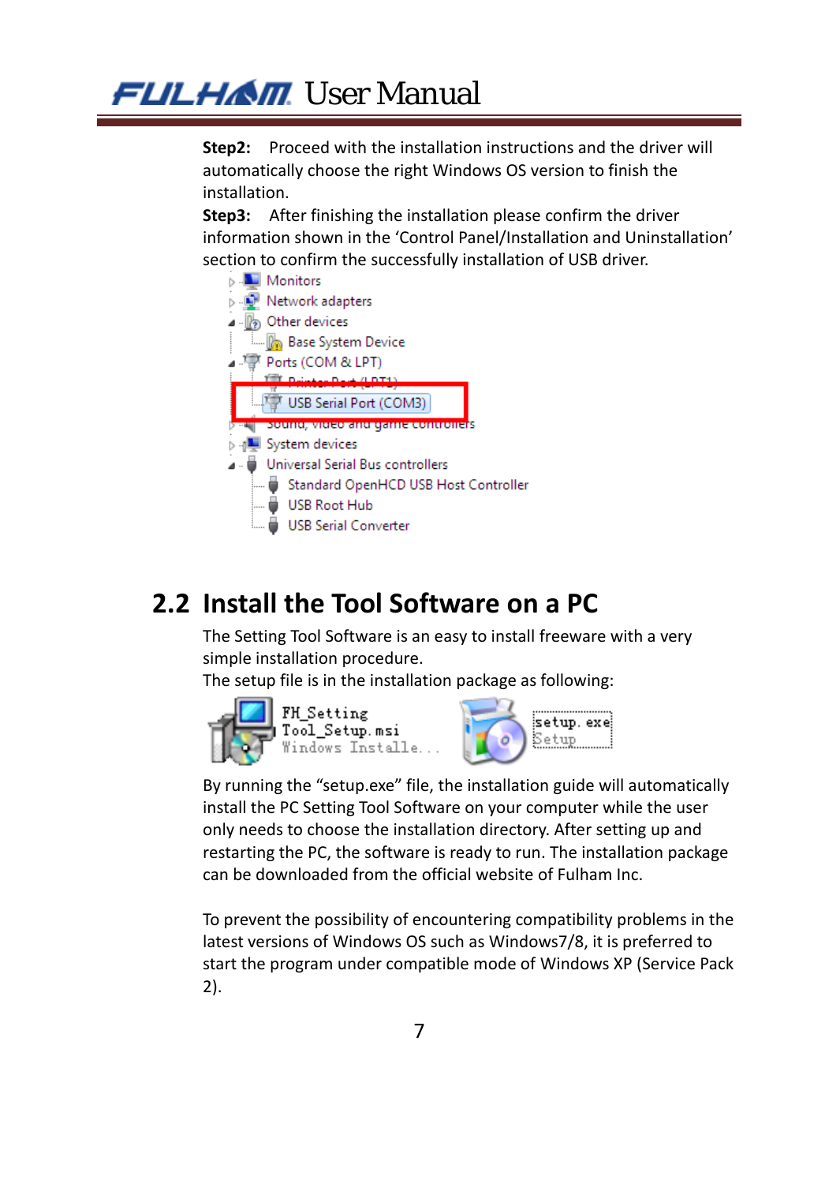**Step2:** Proceed with the installation instructions and the driver will automatically choose the right Windows OS version to finish the installation.

**Step3:** After finishing the installation please confirm the driver information shown in the 'Control Panel/Installation and Uninstallation' section to confirm the successfully installation of USB driver.

## 2.2 Install the Tool Software on a PC

The Setting Tool Software is an easy to install freeware with a very simple installation procedure.

The setup file is in the installation package as following:

By running the "setup.exe" file, the installation guide will automatically install the PC Setting Tool Software on your computer while the user only needs to choose the installation directory. After setting up and restarting the PC, the software is ready to run. The installation package can be downloaded from the official website of Fulham Inc.

To prevent the possibility of encountering compatibility problems in the latest versions of Windows OS such as Windows7/8, it is preferred to start the program under compatible mode of Windows XP (Service Pack 2).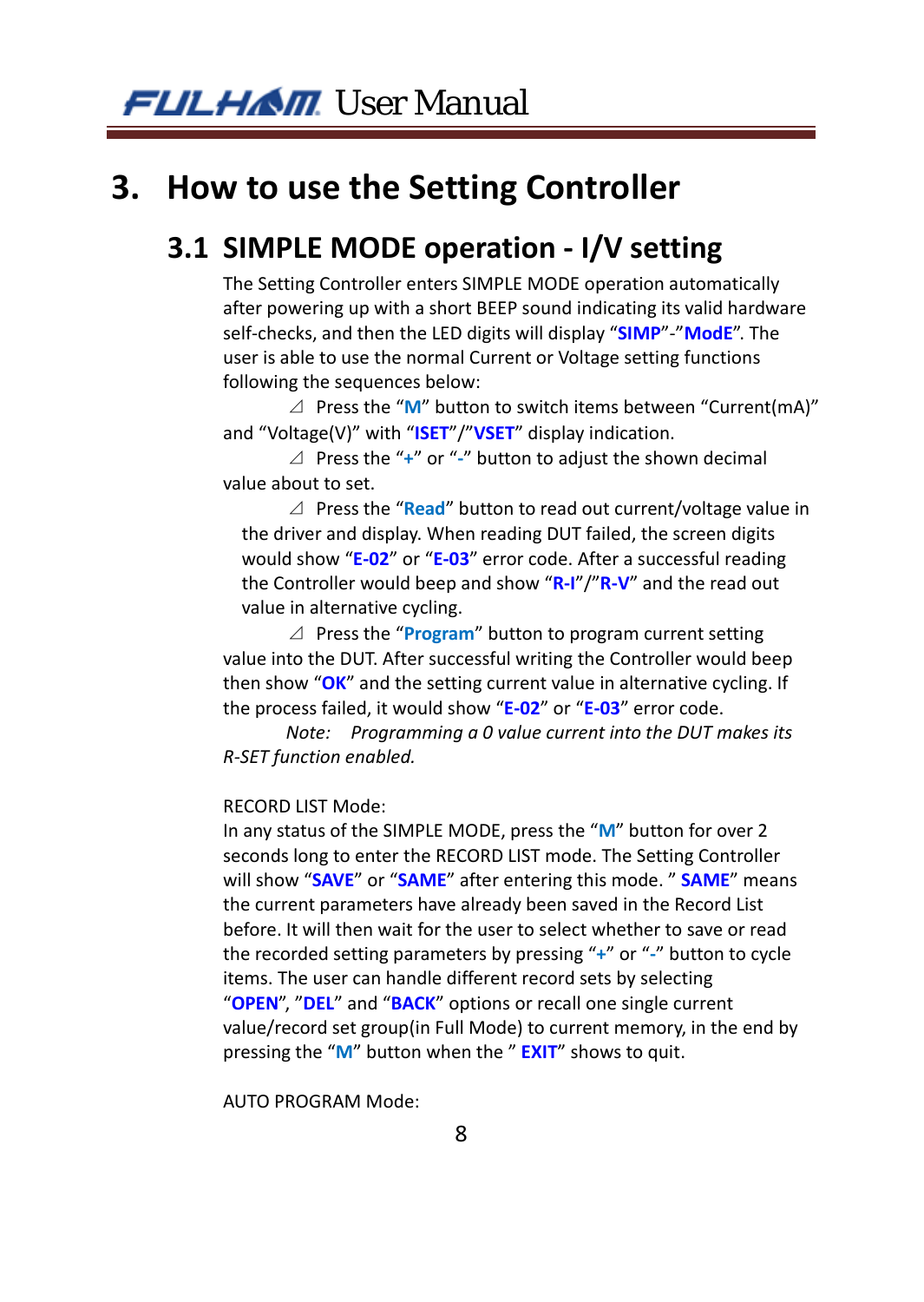# 3. How to use the Setting Controller

## 3.1 SIMPLE MODE operation - I/V setting

The Setting Controller enters SIMPLE MODE operation automatically after powering up with a short BEEP sound indicating its valid hardware self-checks, and then the LED digits will display "**SIMP**"-"**ModE**". The user is able to use the normal Current or Voltage setting functions following the sequences below:

⊿ Press the "**M**" button to switch items between "Current(mA)" and "Voltage(V)" with "**ISET**"/"**VSET**" display indication.

⊿ Press the "**+**" or "**-**" button to adjust the shown decimal value about to set.

⊿ Press the "**Read**" button to read out current/voltage value in the driver and display. When reading DUT failed, the screen digits would show "**E-02**" or "**E-03**" error code. After a successful reading the Controller would beep and show "**R-I**"/"**R-V**" and the read out value in alternative cycling.

⊿ Press the "**Program**" button to program current setting value into the DUT. After successful writing the Controller would beep then show "**OK**" and the setting current value in alternative cycling. If the process failed, it would show "**E-02**" or "**E-03**" error code.

*Note: Programming a 0 value current into the DUT makes its R-SET function enabled.*

RECORD LIST Mode:

In any status of the SIMPLE MODE, press the "**M**" button for over 2 seconds long to enter the RECORD LIST mode. The Setting Controller will show "**SAVE**" or "**SAME**" after entering this mode. " **SAME**" means the current parameters have already been saved in the Record List before. It will then wait for the user to select whether to save or read the recorded setting parameters by pressing "**+**" or "**-**" button to cycle items. The user can handle different record sets by selecting "**OPEN**", "**DEL**" and "**BACK**" options or recall one single current value/record set group(in Full Mode) to current memory, in the end by pressing the "**M**" button when the " **EXIT**" shows to quit.

AUTO PROGRAM Mode: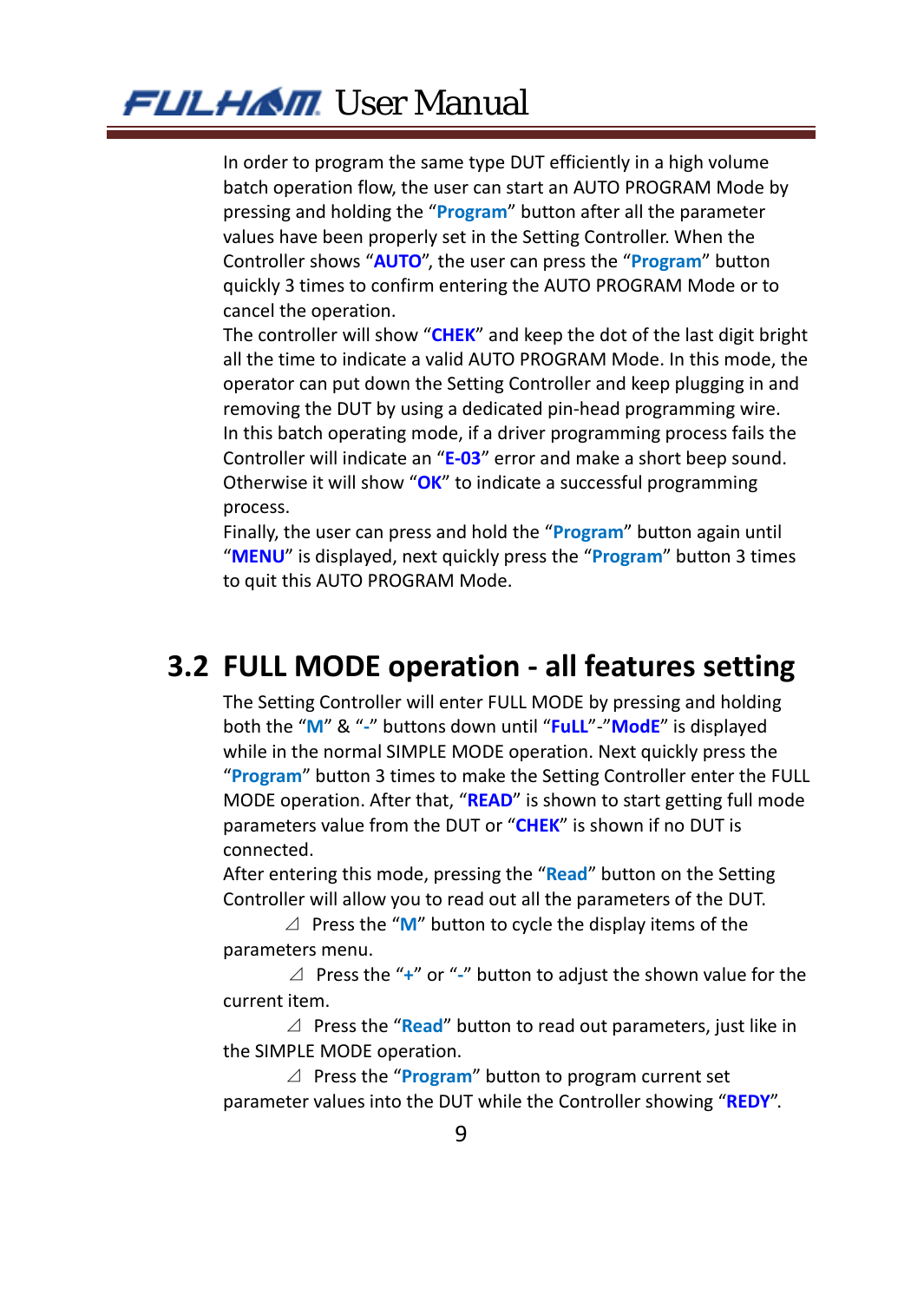In order to program the same type DUT efficiently in a high volume batch operation flow, the user can start an AUTO PROGRAM Mode by pressing and holding the "**Program**" button after all the parameter values have been properly set in the Setting Controller. When the Controller shows "**AUTO**", the user can press the "**Program**" button quickly 3 times to confirm entering the AUTO PROGRAM Mode or to cancel the operation.

The controller will show "**CHEK**" and keep the dot of the last digit bright all the time to indicate a valid AUTO PROGRAM Mode. In this mode, the operator can put down the Setting Controller and keep plugging in and removing the DUT by using a dedicated pin-head programming wire.

In this batch operating mode, if a driver programming process fails the Controller will indicate an "**E-03**" error and make a short beep sound. Otherwise it will show "**OK**" to indicate a successful programming process.

Finally, the user can press and hold the "**Program**" button again until "**MENU**" is displayed, next quickly press the "**Program**" button 3 times to quit this AUTO PROGRAM Mode.

## 3.2 FULL MODE operation - all features setting

The Setting Controller will enter FULL MODE by pressing and holding both the "**M**" & "**-**" buttons down until "**FuLL**"-"**ModE**" is displayed while in the normal SIMPLE MODE operation. Next quickly press the "**Program**" button 3 times to make the Setting Controller enter the FULL MODE operation. After that, "**READ**" is shown to start getting full mode parameters value from the DUT or "**CHEK**" is shown if no DUT is connected.

After entering this mode, pressing the "**Read**" button on the Setting Controller will allow you to read out all the parameters of the DUT.

⊿ Press the "**M**" button to cycle the display items of the parameters menu.

⊿ Press the "**+**" or "**-**" button to adjust the shown value for the current item.

⊿ Press the "**Read**" button to read out parameters, just like in the SIMPLE MODE operation.

⊿ Press the "**Program**" button to program current set parameter values into the DUT while the Controller showing "**REDY**".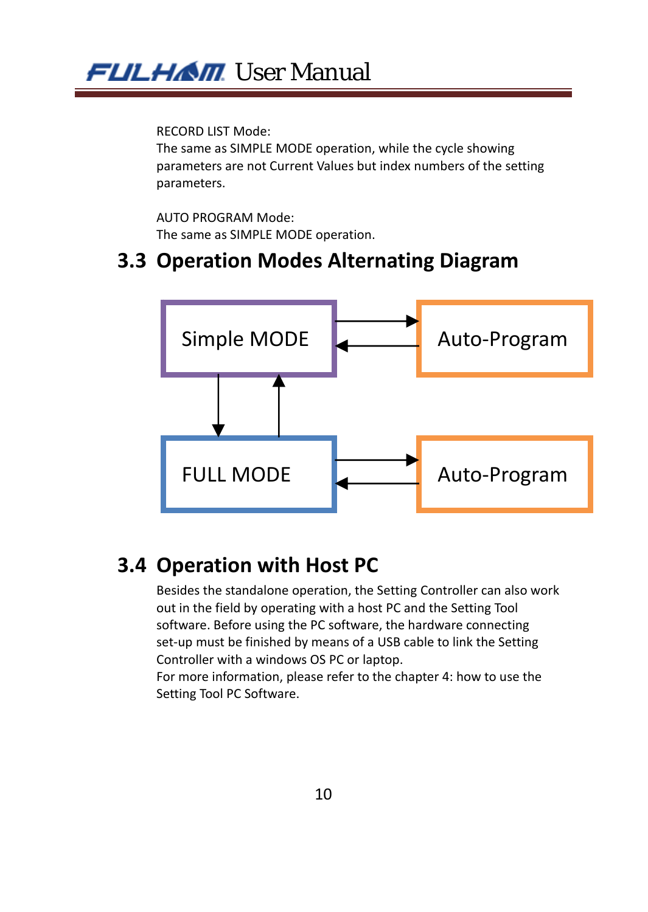RECORD LIST Mode:
The same as SIMPLE MODE operation, while the cycle showing parameters are not Current Values but index numbers of the setting parameters.

AUTO PROGRAM Mode:
The same as SIMPLE MODE operation.

## 3.3 Operation Modes Alternating Diagram

Simple MODE

Auto-Program

FULL MODE

Auto-Program

## 3.4 Operation with Host PC

Besides the standalone operation, the Setting Controller can also work out in the field by operating with a host PC and the Setting Tool software. Before using the PC software, the hardware connecting set-up must be finished by means of a USB cable to link the Setting Controller with a windows OS PC or laptop.
For more information, please refer to the chapter 4: how to use the Setting Tool PC Software.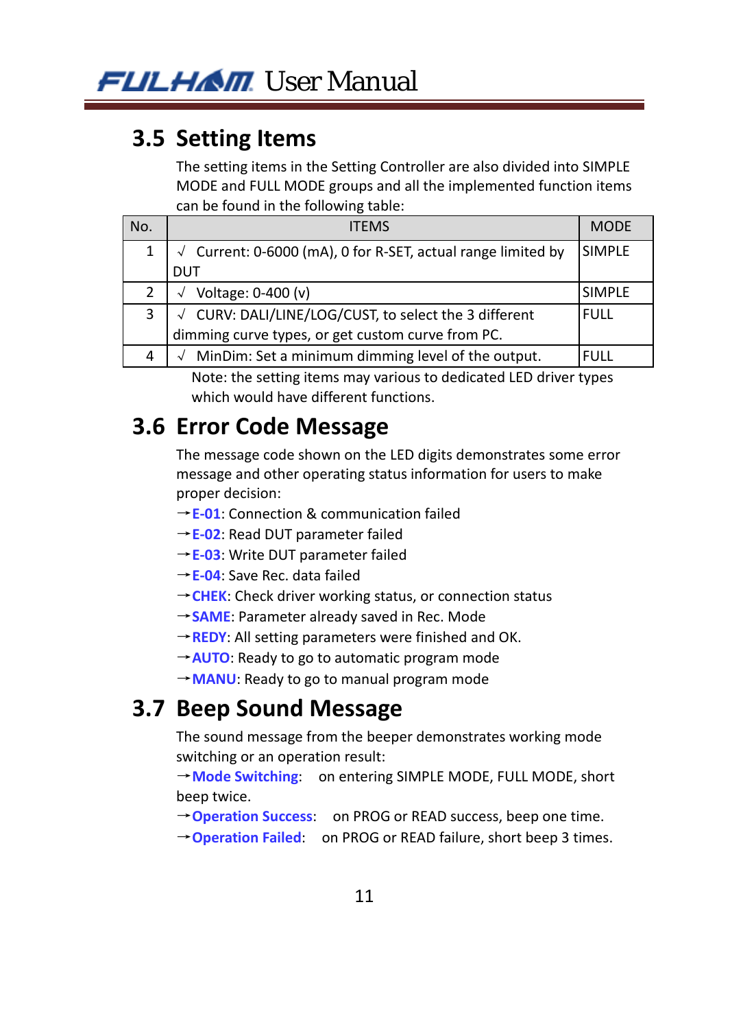## 3.5 Setting Items

The setting items in the Setting Controller are also divided into SIMPLE MODE and FULL MODE groups and all the implemented function items can be found in the following table:

| No. | ITEMS | MODE |
|---|---|---|
| 1 | √ Current: 0-6000 (mA), 0 for R-SET, actual range limited by DUT | SIMPLE |
| 2 | √ Voltage: 0-400 (v) | SIMPLE |
| 3 | √ CURV: DALI/LINE/LOG/CUST, to select the 3 different dimming curve types, or get custom curve from PC. | FULL |
| 4 | √ MinDim: Set a minimum dimming level of the output. | FULL |

Note: the setting items may various to dedicated LED driver types which would have different functions.

## 3.6 Error Code Message

The message code shown on the LED digits demonstrates some error message and other operating status information for users to make proper decision:

→**E-01**: Connection & communication failed
→**E-02**: Read DUT parameter failed
→**E-03**: Write DUT parameter failed
→**E-04**: Save Rec. data failed
→**CHEK**: Check driver working status, or connection status
→**SAME**: Parameter already saved in Rec. Mode
→**REDY**: All setting parameters were finished and OK.
→**AUTO**: Ready to go to automatic program mode
→**MANU**: Ready to go to manual program mode

## 3.7 Beep Sound Message

The sound message from the beeper demonstrates working mode switching or an operation result:

→**Mode Switching**: on entering SIMPLE MODE, FULL MODE, short beep twice.
→**Operation Success**: on PROG or READ success, beep one time.
→**Operation Failed**: on PROG or READ failure, short beep 3 times.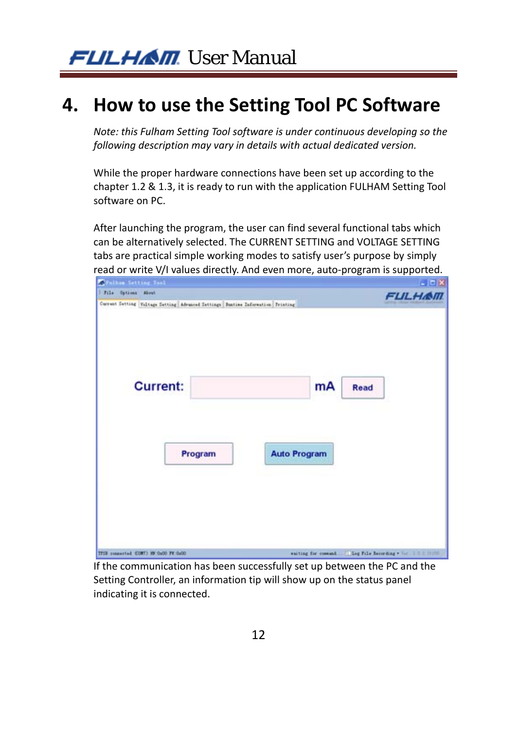# 4. How to use the Setting Tool PC Software

*Note: this Fulham Setting Tool software is under continuous developing so the following description may vary in details with actual dedicated version.*

While the proper hardware connections have been set up according to the chapter 1.2 & 1.3, it is ready to run with the application FULHAM Setting Tool software on PC.

After launching the program, the user can find several functional tabs which can be alternatively selected. The CURRENT SETTING and VOLTAGE SETTING tabs are practical simple working modes to satisfy user's purpose by simply read or write V/I values directly. And even more, auto-program is supported.

Fulham Setting Tool

File Options About

Current Setting | Voltage Setting | Advanced Settings | Runtime Information | Printing

Current: mA Read

Program Auto Program

If the communication has been successfully set up between the PC and the Setting Controller, an information tip will show up on the status panel indicating it is connected.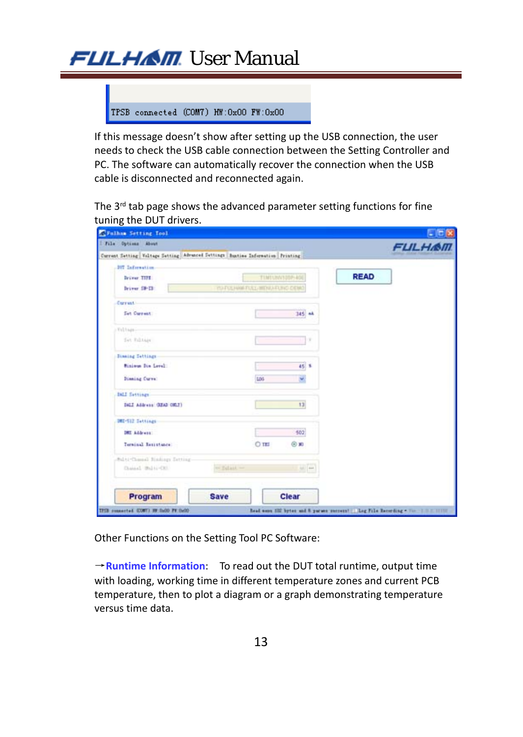TPSB connected (COM7) HW:0x00 FW:0x00

If this message doesn't show after setting up the USB connection, the user needs to check the USB cable connection between the Setting Controller and PC. The software can automatically recover the connection when the USB cable is disconnected and reconnected again.

The 3rd tab page shows the advanced parameter setting functions for fine tuning the DUT drivers.

Fulham Setting Tool

File Options About

Current Setting | Voltage Setting | Advanced Settings | Runtime Information | Printing

DUT Information

Driver TYPE: T1M1UNV105P-40E

Driver SN-ID: FU-FULHAM-FULL-MENU-FUNC-DEMO

READ

Current

Set Current: 345 mA

Voltage

Set Voltage: V

Dimming Settings

Minimum Dim Level: 45 %

Dimming Curve: LOG

DALI Settings

DALI Address (READ ONLY): 13

DMX-512 Settings

DMX Address: 502

Terminal Resistance: YES NO

Multi-Channel Bindings Setting

Channel Multi-CH: -- Select --

Program | Save | Clear

TPSB connected (COM7) HW 0x00 FW 0x00 | Read succeeded | Log File Recording

Other Functions on the Setting Tool PC Software:

→**Runtime Information**: To read out the DUT total runtime, output time with loading, working time in different temperature zones and current PCB temperature, then to plot a diagram or a graph demonstrating temperature versus time data.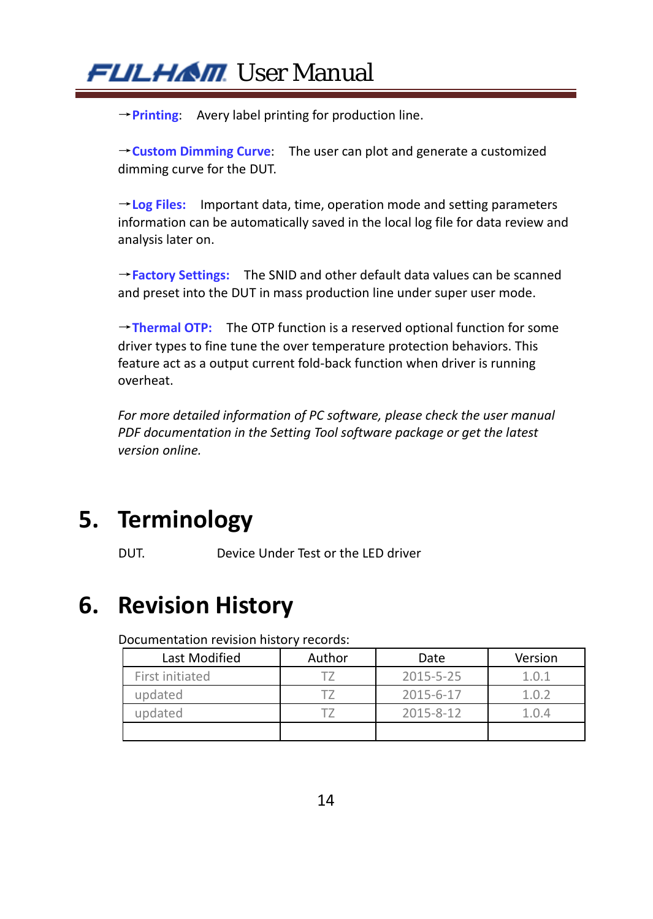→**Printing**:  Avery label printing for production line.

→**Custom Dimming Curve**:  The user can plot and generate a customized dimming curve for the DUT.

→**Log Files:**  Important data, time, operation mode and setting parameters information can be automatically saved in the local log file for data review and analysis later on.

→**Factory Settings:**  The SNID and other default data values can be scanned and preset into the DUT in mass production line under super user mode.

→**Thermal OTP:**  The OTP function is a reserved optional function for some driver types to fine tune the over temperature protection behaviors. This feature act as a output current fold-back function when driver is running overheat.

*For more detailed information of PC software, please check the user manual PDF documentation in the Setting Tool software package or get the latest version online.*

# 5. Terminology

DUT.  Device Under Test or the LED driver

# 6. Revision History

Documentation revision history records:

| Last Modified | Author | Date | Version |
|---|---|---|---|
| First initiated | TZ | 2015-5-25 | 1.0.1 |
| updated | TZ | 2015-6-17 | 1.0.2 |
| updated | TZ | 2015-8-12 | 1.0.4 |
| | | | |